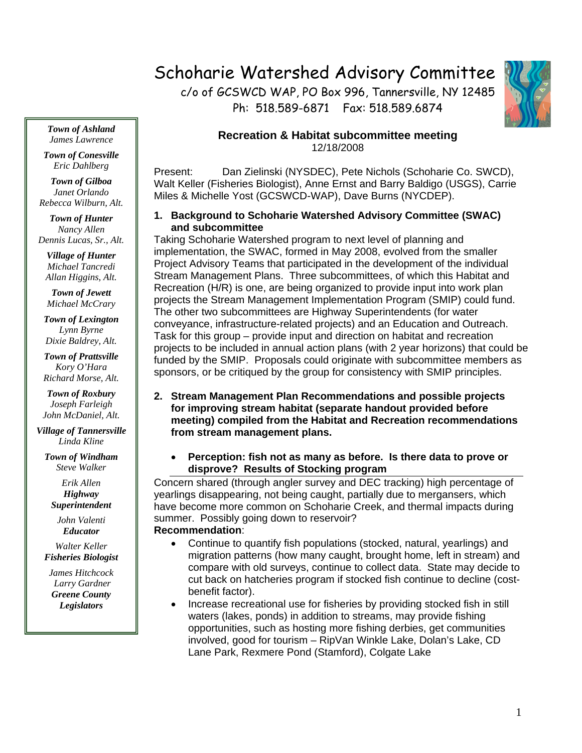# Schoharie Watershed Advisory Committee

c/o of GCSWCD WAP, PO Box 996, Tannersville, NY 12485
Ph: 518.589-6871 Fax: 518.589.6874

***Town of Ashland***
*James Lawrence*

***Town of Conesville***
*Eric Dahlberg*

***Town of Gilboa***
*Janet Orlando*
*Rebecca Wilburn, Alt.*

***Town of Hunter***
*Nancy Allen*
*Dennis Lucas, Sr., Alt.*

***Village of Hunter***
*Michael Tancredi*
*Allan Higgins, Alt.*

***Town of Jewett***
*Michael McCrary*

***Town of Lexington***
*Lynn Byrne*
*Dixie Baldrey, Alt.*

***Town of Prattsville***
*Kory O'Hara*
*Richard Morse, Alt.*

***Town of Roxbury***
*Joseph Farleigh*
*John McDaniel, Alt.*

***Village of Tannersville***
*Linda Kline*

***Town of Windham***
*Steve Walker*

*Erik Allen*
***Highway Superintendent***

*John Valenti*
***Educator***

*Walter Keller*
***Fisheries Biologist***

*James Hitchcock*
*Larry Gardner*
***Greene County Legislators***

## Recreation & Habitat subcommittee meeting

12/18/2008

Present: Dan Zielinski (NYSDEC), Pete Nichols (Schoharie Co. SWCD), Walt Keller (Fisheries Biologist), Anne Ernst and Barry Baldigo (USGS), Carrie Miles & Michelle Yost (GCSWCD-WAP), Dave Burns (NYCDEP).

**1. Background to Schoharie Watershed Advisory Committee (SWAC) and subcommittee**

Taking Schoharie Watershed program to next level of planning and implementation, the SWAC, formed in May 2008, evolved from the smaller Project Advisory Teams that participated in the development of the individual Stream Management Plans. Three subcommittees, of which this Habitat and Recreation (H/R) is one, are being organized to provide input into work plan projects the Stream Management Implementation Program (SMIP) could fund. The other two subcommittees are Highway Superintendents (for water conveyance, infrastructure-related projects) and an Education and Outreach. Task for this group – provide input and direction on habitat and recreation projects to be included in annual action plans (with 2 year horizons) that could be funded by the SMIP. Proposals could originate with subcommittee members as sponsors, or be critiqued by the group for consistency with SMIP principles.

**2. Stream Management Plan Recommendations and possible projects for improving stream habitat (separate handout provided before meeting) compiled from the Habitat and Recreation recommendations from stream management plans.**

- **Perception: fish not as many as before. Is there data to prove or disprove? Results of Stocking program**

Concern shared (through angler survey and DEC tracking) high percentage of yearlings disappearing, not being caught, partially due to mergansers, which have become more common on Schoharie Creek, and thermal impacts during summer. Possibly going down to reservoir?

**Recommendation**:

- Continue to quantify fish populations (stocked, natural, yearlings) and migration patterns (how many caught, brought home, left in stream) and compare with old surveys, continue to collect data. State may decide to cut back on hatcheries program if stocked fish continue to decline (cost-benefit factor).
- Increase recreational use for fisheries by providing stocked fish in still waters (lakes, ponds) in addition to streams, may provide fishing opportunities, such as hosting more fishing derbies, get communities involved, good for tourism – RipVan Winkle Lake, Dolan's Lake, CD Lane Park, Rexmere Pond (Stamford), Colgate Lake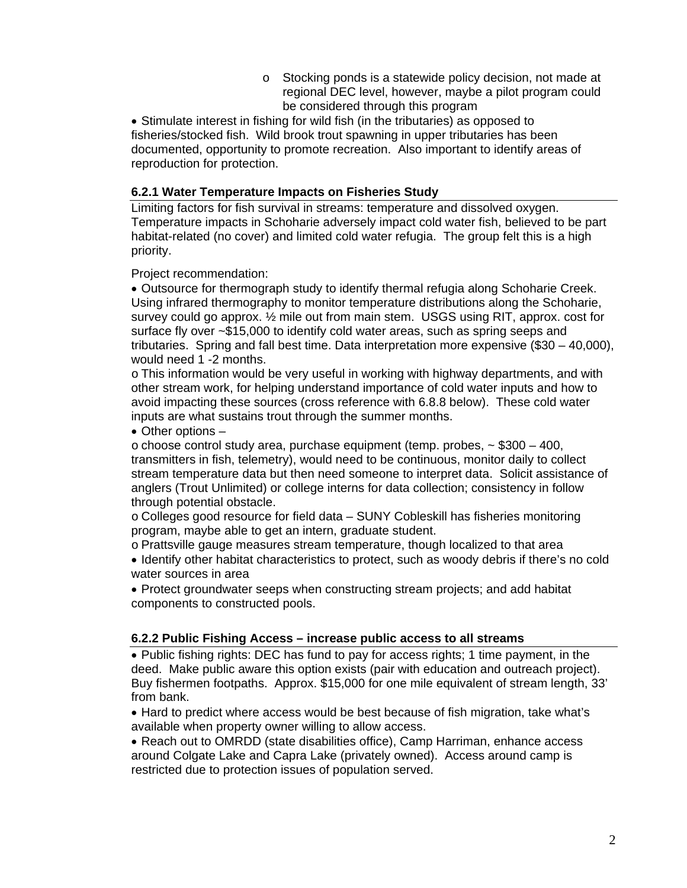- o Stocking ponds is a statewide policy decision, not made at regional DEC level, however, maybe a pilot program could be considered through this program

- Stimulate interest in fishing for wild fish (in the tributaries) as opposed to fisheries/stocked fish. Wild brook trout spawning in upper tributaries has been documented, opportunity to promote recreation. Also important to identify areas of reproduction for protection.

### 6.2.1 Water Temperature Impacts on Fisheries Study

Limiting factors for fish survival in streams: temperature and dissolved oxygen. Temperature impacts in Schoharie adversely impact cold water fish, believed to be part habitat-related (no cover) and limited cold water refugia. The group felt this is a high priority.

Project recommendation:

- Outsource for thermograph study to identify thermal refugia along Schoharie Creek. Using infrared thermography to monitor temperature distributions along the Schoharie, survey could go approx. ½ mile out from main stem. USGS using RIT, approx. cost for surface fly over ~$15,000 to identify cold water areas, such as spring seeps and tributaries. Spring and fall best time. Data interpretation more expensive ($30 – 40,000), would need 1 -2 months.

o This information would be very useful in working with highway departments, and with other stream work, for helping understand importance of cold water inputs and how to avoid impacting these sources (cross reference with 6.8.8 below). These cold water inputs are what sustains trout through the summer months.

- Other options –

o choose control study area, purchase equipment (temp. probes, ~ $300 – 400, transmitters in fish, telemetry), would need to be continuous, monitor daily to collect stream temperature data but then need someone to interpret data. Solicit assistance of anglers (Trout Unlimited) or college interns for data collection; consistency in follow through potential obstacle.

o Colleges good resource for field data – SUNY Cobleskill has fisheries monitoring program, maybe able to get an intern, graduate student.

o Prattsville gauge measures stream temperature, though localized to that area

- Identify other habitat characteristics to protect, such as woody debris if there's no cold water sources in area
- Protect groundwater seeps when constructing stream projects; and add habitat components to constructed pools.

### 6.2.2 Public Fishing Access – increase public access to all streams

- Public fishing rights: DEC has fund to pay for access rights; 1 time payment, in the deed. Make public aware this option exists (pair with education and outreach project). Buy fishermen footpaths. Approx. $15,000 for one mile equivalent of stream length, 33' from bank.
- Hard to predict where access would be best because of fish migration, take what's available when property owner willing to allow access.
- Reach out to OMRDD (state disabilities office), Camp Harriman, enhance access around Colgate Lake and Capra Lake (privately owned). Access around camp is restricted due to protection issues of population served.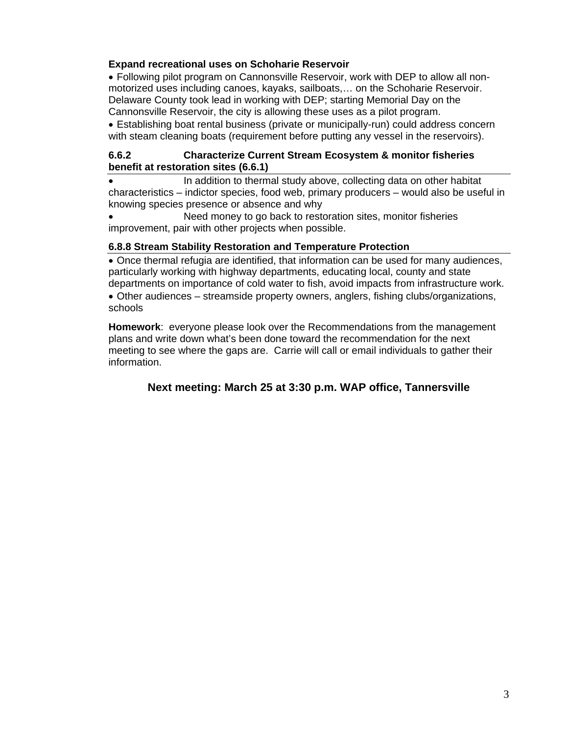**Expand recreational uses on Schoharie Reservoir**

- Following pilot program on Cannonsville Reservoir, work with DEP to allow all non-motorized uses including canoes, kayaks, sailboats,… on the Schoharie Reservoir. Delaware County took lead in working with DEP; starting Memorial Day on the Cannonsville Reservoir, the city is allowing these uses as a pilot program.
- Establishing boat rental business (private or municipally-run) could address concern with steam cleaning boats (requirement before putting any vessel in the reservoirs).

**6.6.2 Characterize Current Stream Ecosystem & monitor fisheries benefit at restoration sites (6.6.1)**

- In addition to thermal study above, collecting data on other habitat characteristics – indictor species, food web, primary producers – would also be useful in knowing species presence or absence and why
- Need money to go back to restoration sites, monitor fisheries improvement, pair with other projects when possible.

**6.8.8 Stream Stability Restoration and Temperature Protection**

- Once thermal refugia are identified, that information can be used for many audiences, particularly working with highway departments, educating local, county and state departments on importance of cold water to fish, avoid impacts from infrastructure work.
- Other audiences – streamside property owners, anglers, fishing clubs/organizations, schools

**Homework**: everyone please look over the Recommendations from the management plans and write down what's been done toward the recommendation for the next meeting to see where the gaps are. Carrie will call or email individuals to gather their information.

**Next meeting: March 25 at 3:30 p.m. WAP office, Tannersville**